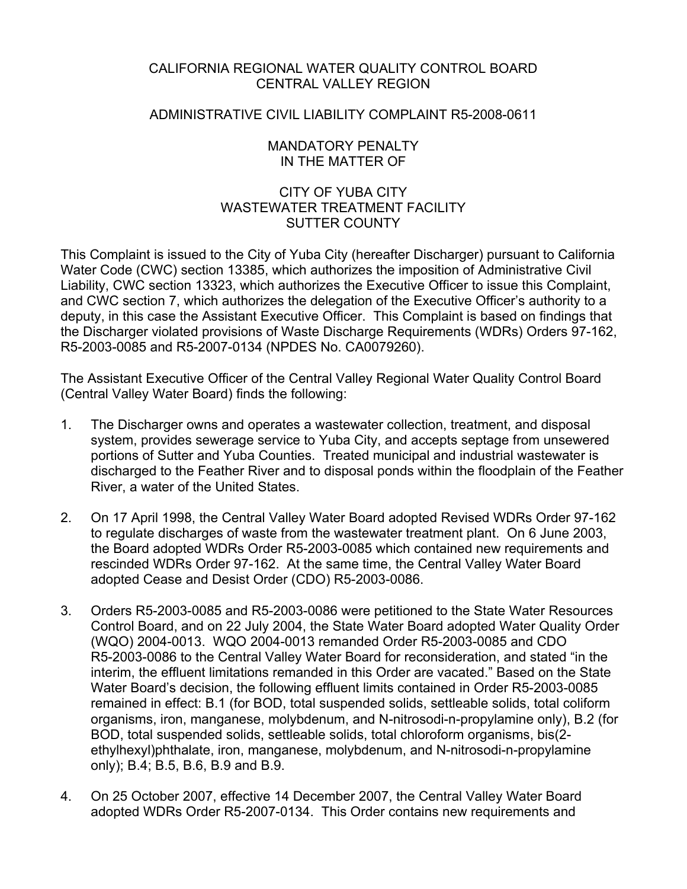# CALIFORNIA REGIONAL WATER QUALITY CONTROL BOARD
# CENTRAL VALLEY REGION

## ADMINISTRATIVE CIVIL LIABILITY COMPLAINT R5-2008-0611

## MANDATORY PENALTY
## IN THE MATTER OF

## CITY OF YUBA CITY
## WASTEWATER TREATMENT FACILITY
## SUTTER COUNTY

This Complaint is issued to the City of Yuba City (hereafter Discharger) pursuant to California Water Code (CWC) section 13385, which authorizes the imposition of Administrative Civil Liability, CWC section 13323, which authorizes the Executive Officer to issue this Complaint, and CWC section 7, which authorizes the delegation of the Executive Officer's authority to a deputy, in this case the Assistant Executive Officer. This Complaint is based on findings that the Discharger violated provisions of Waste Discharge Requirements (WDRs) Orders 97-162, R5-2003-0085 and R5-2007-0134 (NPDES No. CA0079260).

The Assistant Executive Officer of the Central Valley Regional Water Quality Control Board (Central Valley Water Board) finds the following:

1. The Discharger owns and operates a wastewater collection, treatment, and disposal system, provides sewerage service to Yuba City, and accepts septage from unsewered portions of Sutter and Yuba Counties. Treated municipal and industrial wastewater is discharged to the Feather River and to disposal ponds within the floodplain of the Feather River, a water of the United States.

2. On 17 April 1998, the Central Valley Water Board adopted Revised WDRs Order 97-162 to regulate discharges of waste from the wastewater treatment plant. On 6 June 2003, the Board adopted WDRs Order R5-2003-0085 which contained new requirements and rescinded WDRs Order 97-162. At the same time, the Central Valley Water Board adopted Cease and Desist Order (CDO) R5-2003-0086.

3. Orders R5-2003-0085 and R5-2003-0086 were petitioned to the State Water Resources Control Board, and on 22 July 2004, the State Water Board adopted Water Quality Order (WQO) 2004-0013. WQO 2004-0013 remanded Order R5-2003-0085 and CDO R5-2003-0086 to the Central Valley Water Board for reconsideration, and stated "in the interim, the effluent limitations remanded in this Order are vacated." Based on the State Water Board's decision, the following effluent limits contained in Order R5-2003-0085 remained in effect: B.1 (for BOD, total suspended solids, settleable solids, total coliform organisms, iron, manganese, molybdenum, and N-nitrosodi-n-propylamine only), B.2 (for BOD, total suspended solids, settleable solids, total chloroform organisms, bis(2-ethylhexyl)phthalate, iron, manganese, molybdenum, and N-nitrosodi-n-propylamine only); B.4; B.5, B.6, B.9 and B.9.

4. On 25 October 2007, effective 14 December 2007, the Central Valley Water Board adopted WDRs Order R5-2007-0134. This Order contains new requirements and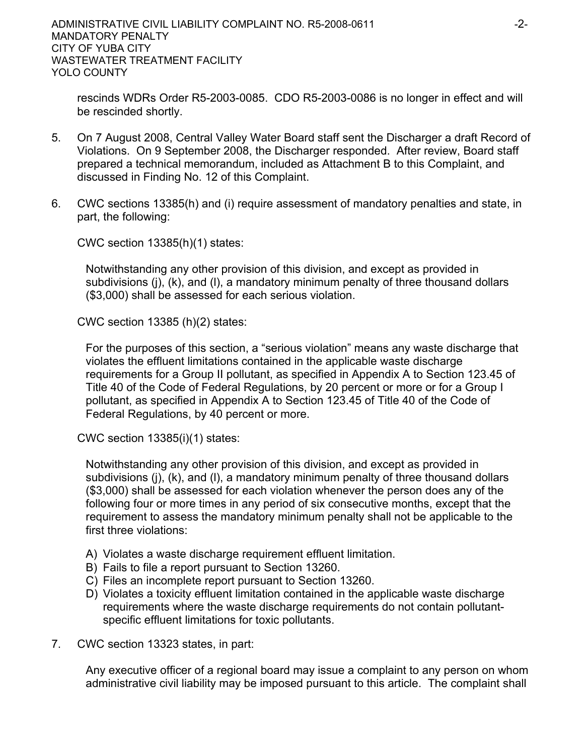rescinds WDRs Order R5-2003-0085. CDO R5-2003-0086 is no longer in effect and will be rescinded shortly.

5. On 7 August 2008, Central Valley Water Board staff sent the Discharger a draft Record of Violations. On 9 September 2008, the Discharger responded. After review, Board staff prepared a technical memorandum, included as Attachment B to this Complaint, and discussed in Finding No. 12 of this Complaint.

6. CWC sections 13385(h) and (i) require assessment of mandatory penalties and state, in part, the following:

   CWC section 13385(h)(1) states:

   > Notwithstanding any other provision of this division, and except as provided in subdivisions (j), (k), and (l), a mandatory minimum penalty of three thousand dollars ($3,000) shall be assessed for each serious violation.

   CWC section 13385 (h)(2) states:

   > For the purposes of this section, a "serious violation" means any waste discharge that violates the effluent limitations contained in the applicable waste discharge requirements for a Group II pollutant, as specified in Appendix A to Section 123.45 of Title 40 of the Code of Federal Regulations, by 20 percent or more or for a Group I pollutant, as specified in Appendix A to Section 123.45 of Title 40 of the Code of Federal Regulations, by 40 percent or more.

   CWC section 13385(i)(1) states:

   > Notwithstanding any other provision of this division, and except as provided in subdivisions (j), (k), and (l), a mandatory minimum penalty of three thousand dollars ($3,000) shall be assessed for each violation whenever the person does any of the following four or more times in any period of six consecutive months, except that the requirement to assess the mandatory minimum penalty shall not be applicable to the first three violations:
   >
   > A) Violates a waste discharge requirement effluent limitation.
   > B) Fails to file a report pursuant to Section 13260.
   > C) Files an incomplete report pursuant to Section 13260.
   > D) Violates a toxicity effluent limitation contained in the applicable waste discharge requirements where the waste discharge requirements do not contain pollutant-specific effluent limitations for toxic pollutants.

7. CWC section 13323 states, in part:

   > Any executive officer of a regional board may issue a complaint to any person on whom administrative civil liability may be imposed pursuant to this article. The complaint shall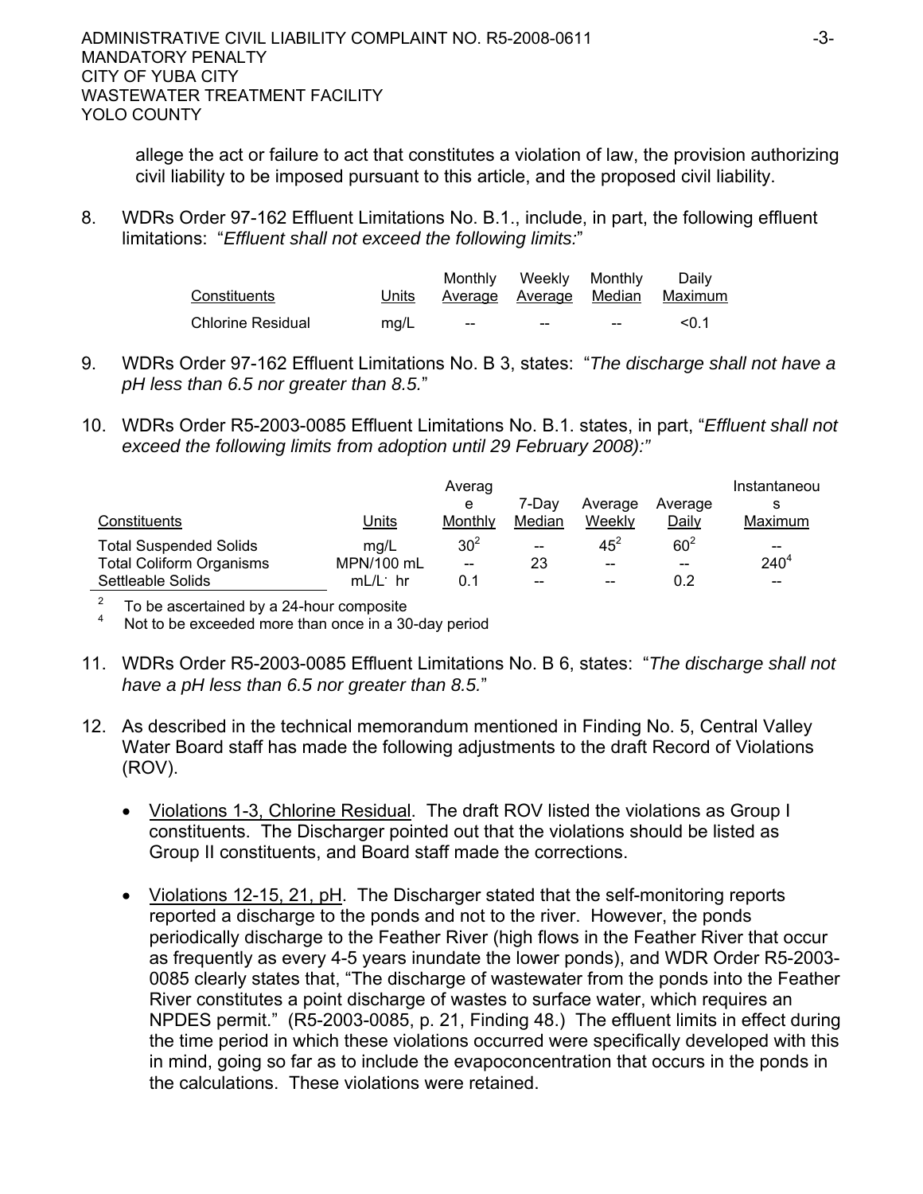allege the act or failure to act that constitutes a violation of law, the provision authorizing civil liability to be imposed pursuant to this article, and the proposed civil liability.

8. WDRs Order 97-162 Effluent Limitations No. B.1., include, in part, the following effluent limitations: "*Effluent shall not exceed the following limits:*"

| Constituents | Units | Monthly Average | Weekly Average | Monthly Median | Daily Maximum |
|---|---|---|---|---|---|
| Chlorine Residual | mg/L | -- | -- | -- | <0.1 |

9. WDRs Order 97-162 Effluent Limitations No. B 3, states: "*The discharge shall not have a pH less than 6.5 nor greater than 8.5.*"

10. WDRs Order R5-2003-0085 Effluent Limitations No. B.1. states, in part, "*Effluent shall not exceed the following limits from adoption until 29 February 2008):*"

| Constituents | Units | Average Monthly | 7-Day Median | Average Weekly | Average Daily | Instantaneous Maximum |
|---|---|---|---|---|---|---|
| Total Suspended Solids | mg/L | 30[2] | -- | 45[2] | 60[2] | -- |
| Total Coliform Organisms | MPN/100 mL | -- | 23 | -- | -- | 240[4] |
| Settleable Solids | mL/L· hr | 0.1 | -- | -- | 0.2 | -- |

[2] To be ascertained by a 24-hour composite
[4] Not to be exceeded more than once in a 30-day period

11. WDRs Order R5-2003-0085 Effluent Limitations No. B 6, states: "*The discharge shall not have a pH less than 6.5 nor greater than 8.5.*"

12. As described in the technical memorandum mentioned in Finding No. 5, Central Valley Water Board staff has made the following adjustments to the draft Record of Violations (ROV).

    - Violations 1-3, Chlorine Residual. The draft ROV listed the violations as Group I constituents. The Discharger pointed out that the violations should be listed as Group II constituents, and Board staff made the corrections.

    - Violations 12-15, 21, pH. The Discharger stated that the self-monitoring reports reported a discharge to the ponds and not to the river. However, the ponds periodically discharge to the Feather River (high flows in the Feather River that occur as frequently as every 4-5 years inundate the lower ponds), and WDR Order R5-2003-0085 clearly states that, "The discharge of wastewater from the ponds into the Feather River constitutes a point discharge of wastes to surface water, which requires an NPDES permit." (R5-2003-0085, p. 21, Finding 48.) The effluent limits in effect during the time period in which these violations occurred were specifically developed with this in mind, going so far as to include the evapoconcentration that occurs in the ponds in the calculations. These violations were retained.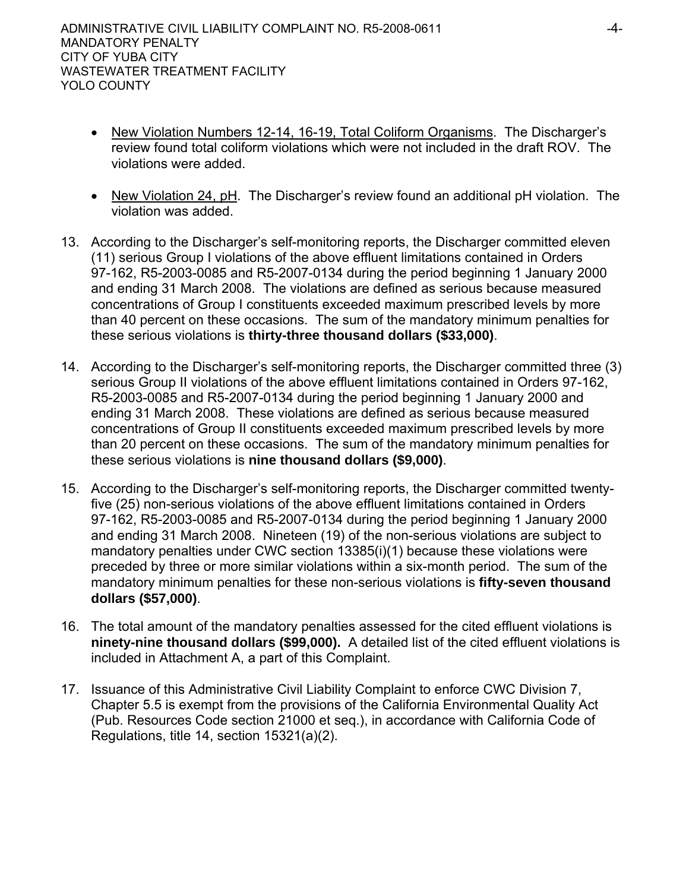- New Violation Numbers 12-14, 16-19, Total Coliform Organisms. The Discharger's review found total coliform violations which were not included in the draft ROV. The violations were added.

- New Violation 24, pH. The Discharger's review found an additional pH violation. The violation was added.

13. According to the Discharger's self-monitoring reports, the Discharger committed eleven (11) serious Group I violations of the above effluent limitations contained in Orders 97-162, R5-2003-0085 and R5-2007-0134 during the period beginning 1 January 2000 and ending 31 March 2008. The violations are defined as serious because measured concentrations of Group I constituents exceeded maximum prescribed levels by more than 40 percent on these occasions. The sum of the mandatory minimum penalties for these serious violations is **thirty-three thousand dollars ($33,000)**.

14. According to the Discharger's self-monitoring reports, the Discharger committed three (3) serious Group II violations of the above effluent limitations contained in Orders 97-162, R5-2003-0085 and R5-2007-0134 during the period beginning 1 January 2000 and ending 31 March 2008. These violations are defined as serious because measured concentrations of Group II constituents exceeded maximum prescribed levels by more than 20 percent on these occasions. The sum of the mandatory minimum penalties for these serious violations is **nine thousand dollars ($9,000)**.

15. According to the Discharger's self-monitoring reports, the Discharger committed twenty-five (25) non-serious violations of the above effluent limitations contained in Orders 97-162, R5-2003-0085 and R5-2007-0134 during the period beginning 1 January 2000 and ending 31 March 2008. Nineteen (19) of the non-serious violations are subject to mandatory penalties under CWC section 13385(i)(1) because these violations were preceded by three or more similar violations within a six-month period. The sum of the mandatory minimum penalties for these non-serious violations is **fifty-seven thousand dollars ($57,000)**.

16. The total amount of the mandatory penalties assessed for the cited effluent violations is **ninety-nine thousand dollars ($99,000).** A detailed list of the cited effluent violations is included in Attachment A, a part of this Complaint.

17. Issuance of this Administrative Civil Liability Complaint to enforce CWC Division 7, Chapter 5.5 is exempt from the provisions of the California Environmental Quality Act (Pub. Resources Code section 21000 et seq.), in accordance with California Code of Regulations, title 14, section 15321(a)(2).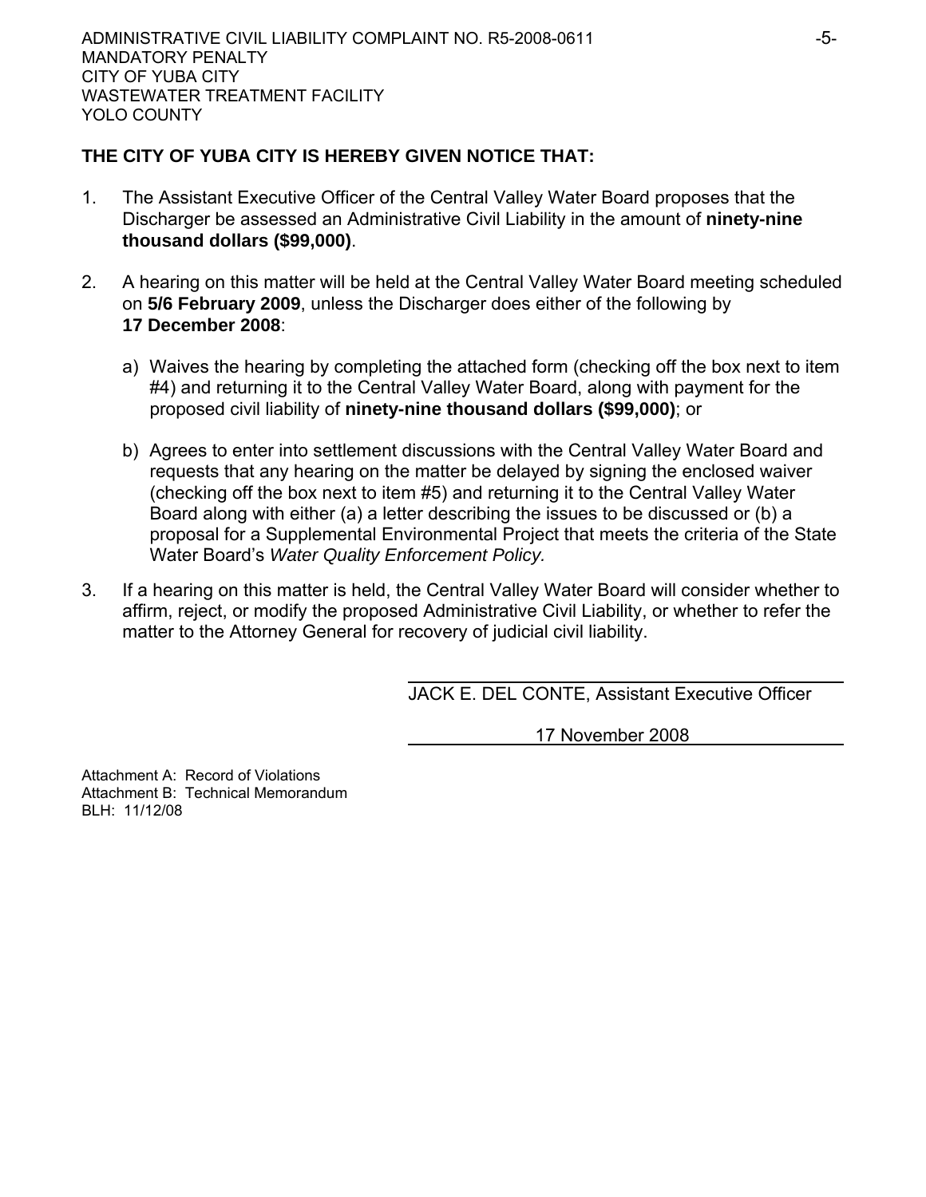**THE CITY OF YUBA CITY IS HEREBY GIVEN NOTICE THAT:**

1. The Assistant Executive Officer of the Central Valley Water Board proposes that the Discharger be assessed an Administrative Civil Liability in the amount of **ninety-nine thousand dollars ($99,000)**.

2. A hearing on this matter will be held at the Central Valley Water Board meeting scheduled on **5/6 February 2009**, unless the Discharger does either of the following by **17 December 2008**:

   a) Waives the hearing by completing the attached form (checking off the box next to item #4) and returning it to the Central Valley Water Board, along with payment for the proposed civil liability of **ninety-nine thousand dollars ($99,000)**; or

   b) Agrees to enter into settlement discussions with the Central Valley Water Board and requests that any hearing on the matter be delayed by signing the enclosed waiver (checking off the box next to item #5) and returning it to the Central Valley Water Board along with either (a) a letter describing the issues to be discussed or (b) a proposal for a Supplemental Environmental Project that meets the criteria of the State Water Board's *Water Quality Enforcement Policy.*

3. If a hearing on this matter is held, the Central Valley Water Board will consider whether to affirm, reject, or modify the proposed Administrative Civil Liability, or whether to refer the matter to the Attorney General for recovery of judicial civil liability.

JACK E. DEL CONTE, Assistant Executive Officer

17 November 2008

Attachment A: Record of Violations
Attachment B: Technical Memorandum
BLH: 11/12/08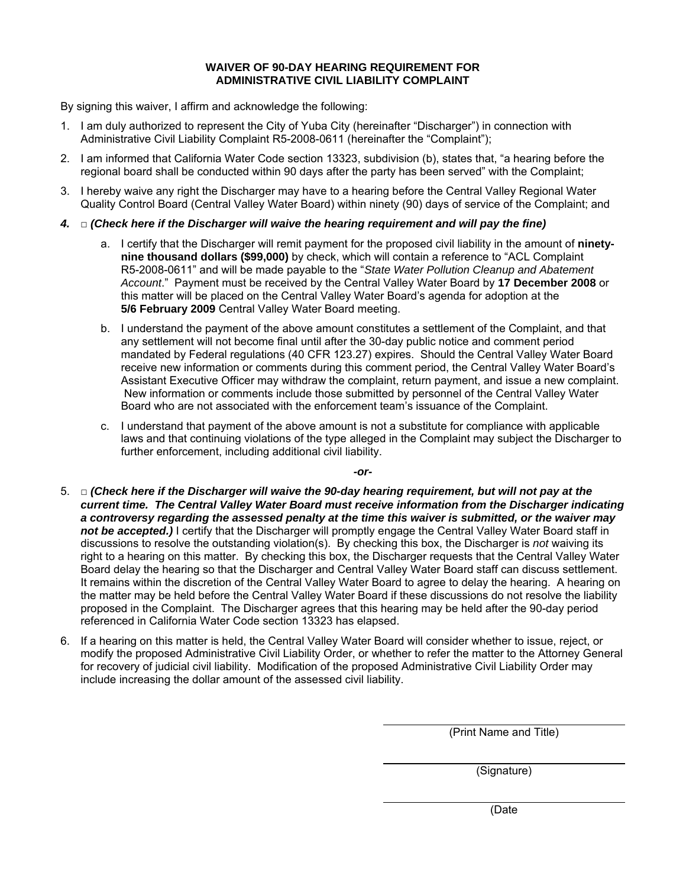**WAIVER OF 90-DAY HEARING REQUIREMENT FOR ADMINISTRATIVE CIVIL LIABILITY COMPLAINT**

By signing this waiver, I affirm and acknowledge the following:

1. I am duly authorized to represent the City of Yuba City (hereinafter "Discharger") in connection with Administrative Civil Liability Complaint R5-2008-0611 (hereinafter the "Complaint");

2. I am informed that California Water Code section 13323, subdivision (b), states that, "a hearing before the regional board shall be conducted within 90 days after the party has been served" with the Complaint;

3. I hereby waive any right the Discharger may have to a hearing before the Central Valley Regional Water Quality Control Board (Central Valley Water Board) within ninety (90) days of service of the Complaint; and

***4.*** □ ***(Check here if the Discharger will waive the hearing requirement and will pay the fine)***

   a. I certify that the Discharger will remit payment for the proposed civil liability in the amount of **ninety-nine thousand dollars ($99,000)** by check, which will contain a reference to "ACL Complaint R5-2008-0611" and will be made payable to the "*State Water Pollution Cleanup and Abatement Account*." Payment must be received by the Central Valley Water Board by **17 December 2008** or this matter will be placed on the Central Valley Water Board's agenda for adoption at the **5/6 February 2009** Central Valley Water Board meeting.

   b. I understand the payment of the above amount constitutes a settlement of the Complaint, and that any settlement will not become final until after the 30-day public notice and comment period mandated by Federal regulations (40 CFR 123.27) expires. Should the Central Valley Water Board receive new information or comments during this comment period, the Central Valley Water Board's Assistant Executive Officer may withdraw the complaint, return payment, and issue a new complaint. New information or comments include those submitted by personnel of the Central Valley Water Board who are not associated with the enforcement team's issuance of the Complaint.

   c. I understand that payment of the above amount is not a substitute for compliance with applicable laws and that continuing violations of the type alleged in the Complaint may subject the Discharger to further enforcement, including additional civil liability.

***-or-***

5. □ ***(Check here if the Discharger will waive the 90-day hearing requirement, but will not pay at the current time. The Central Valley Water Board must receive information from the Discharger indicating a controversy regarding the assessed penalty at the time this waiver is submitted, or the waiver may not be accepted.)*** I certify that the Discharger will promptly engage the Central Valley Water Board staff in discussions to resolve the outstanding violation(s). By checking this box, the Discharger is *not* waiving its right to a hearing on this matter. By checking this box, the Discharger requests that the Central Valley Water Board delay the hearing so that the Discharger and Central Valley Water Board staff can discuss settlement. It remains within the discretion of the Central Valley Water Board to agree to delay the hearing. A hearing on the matter may be held before the Central Valley Water Board if these discussions do not resolve the liability proposed in the Complaint. The Discharger agrees that this hearing may be held after the 90-day period referenced in California Water Code section 13323 has elapsed.

6. If a hearing on this matter is held, the Central Valley Water Board will consider whether to issue, reject, or modify the proposed Administrative Civil Liability Order, or whether to refer the matter to the Attorney General for recovery of judicial civil liability. Modification of the proposed Administrative Civil Liability Order may include increasing the dollar amount of the assessed civil liability.

\_\_\_\_\_\_\_\_\_\_\_\_\_\_\_\_\_\_\_\_\_\_\_\_\_\_\_\_\_\_
(Print Name and Title)

\_\_\_\_\_\_\_\_\_\_\_\_\_\_\_\_\_\_\_\_\_\_\_\_\_\_\_\_\_\_
(Signature)

\_\_\_\_\_\_\_\_\_\_\_\_\_\_\_\_\_\_\_\_\_\_\_\_\_\_\_\_\_\_
(Date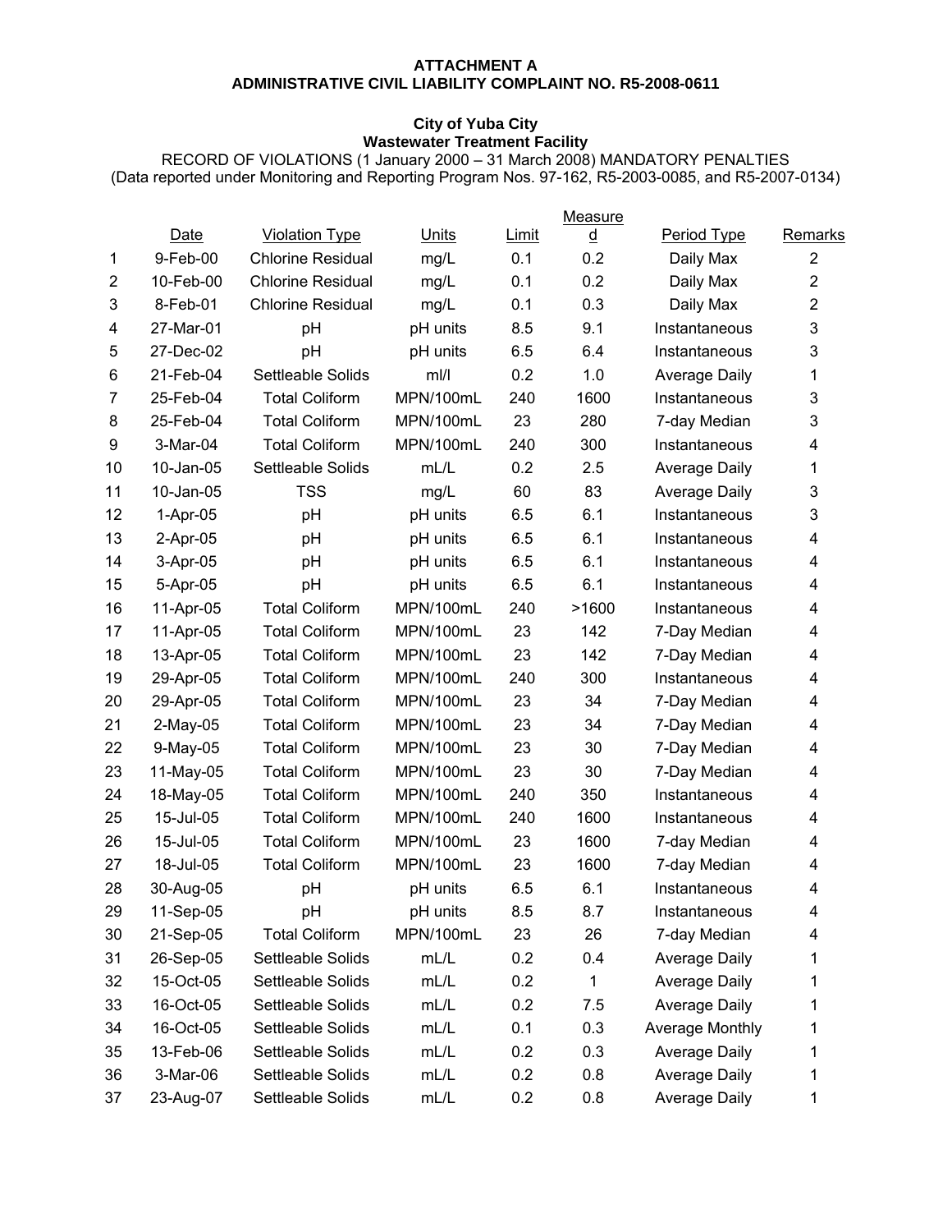**ATTACHMENT A**
**ADMINISTRATIVE CIVIL LIABILITY COMPLAINT NO. R5-2008-0611**

**City of Yuba City**
**Wastewater Treatment Facility**
RECORD OF VIOLATIONS (1 January 2000 – 31 March 2008) MANDATORY PENALTIES
(Data reported under Monitoring and Reporting Program Nos. 97-162, R5-2003-0085, and R5-2007-0134)

| | Date | Violation Type | Units | Limit | Measured | Period Type | Remarks |
|---|---|---|---|---|---|---|---|
| 1 | 9-Feb-00 | Chlorine Residual | mg/L | 0.1 | 0.2 | Daily Max | 2 |
| 2 | 10-Feb-00 | Chlorine Residual | mg/L | 0.1 | 0.2 | Daily Max | 2 |
| 3 | 8-Feb-01 | Chlorine Residual | mg/L | 0.1 | 0.3 | Daily Max | 2 |
| 4 | 27-Mar-01 | pH | pH units | 8.5 | 9.1 | Instantaneous | 3 |
| 5 | 27-Dec-02 | pH | pH units | 6.5 | 6.4 | Instantaneous | 3 |
| 6 | 21-Feb-04 | Settleable Solids | ml/l | 0.2 | 1.0 | Average Daily | 1 |
| 7 | 25-Feb-04 | Total Coliform | MPN/100mL | 240 | 1600 | Instantaneous | 3 |
| 8 | 25-Feb-04 | Total Coliform | MPN/100mL | 23 | 280 | 7-day Median | 3 |
| 9 | 3-Mar-04 | Total Coliform | MPN/100mL | 240 | 300 | Instantaneous | 4 |
| 10 | 10-Jan-05 | Settleable Solids | mL/L | 0.2 | 2.5 | Average Daily | 1 |
| 11 | 10-Jan-05 | TSS | mg/L | 60 | 83 | Average Daily | 3 |
| 12 | 1-Apr-05 | pH | pH units | 6.5 | 6.1 | Instantaneous | 3 |
| 13 | 2-Apr-05 | pH | pH units | 6.5 | 6.1 | Instantaneous | 4 |
| 14 | 3-Apr-05 | pH | pH units | 6.5 | 6.1 | Instantaneous | 4 |
| 15 | 5-Apr-05 | pH | pH units | 6.5 | 6.1 | Instantaneous | 4 |
| 16 | 11-Apr-05 | Total Coliform | MPN/100mL | 240 | >1600 | Instantaneous | 4 |
| 17 | 11-Apr-05 | Total Coliform | MPN/100mL | 23 | 142 | 7-Day Median | 4 |
| 18 | 13-Apr-05 | Total Coliform | MPN/100mL | 23 | 142 | 7-Day Median | 4 |
| 19 | 29-Apr-05 | Total Coliform | MPN/100mL | 240 | 300 | Instantaneous | 4 |
| 20 | 29-Apr-05 | Total Coliform | MPN/100mL | 23 | 34 | 7-Day Median | 4 |
| 21 | 2-May-05 | Total Coliform | MPN/100mL | 23 | 34 | 7-Day Median | 4 |
| 22 | 9-May-05 | Total Coliform | MPN/100mL | 23 | 30 | 7-Day Median | 4 |
| 23 | 11-May-05 | Total Coliform | MPN/100mL | 23 | 30 | 7-Day Median | 4 |
| 24 | 18-May-05 | Total Coliform | MPN/100mL | 240 | 350 | Instantaneous | 4 |
| 25 | 15-Jul-05 | Total Coliform | MPN/100mL | 240 | 1600 | Instantaneous | 4 |
| 26 | 15-Jul-05 | Total Coliform | MPN/100mL | 23 | 1600 | 7-day Median | 4 |
| 27 | 18-Jul-05 | Total Coliform | MPN/100mL | 23 | 1600 | 7-day Median | 4 |
| 28 | 30-Aug-05 | pH | pH units | 6.5 | 6.1 | Instantaneous | 4 |
| 29 | 11-Sep-05 | pH | pH units | 8.5 | 8.7 | Instantaneous | 4 |
| 30 | 21-Sep-05 | Total Coliform | MPN/100mL | 23 | 26 | 7-day Median | 4 |
| 31 | 26-Sep-05 | Settleable Solids | mL/L | 0.2 | 0.4 | Average Daily | 1 |
| 32 | 15-Oct-05 | Settleable Solids | mL/L | 0.2 | 1 | Average Daily | 1 |
| 33 | 16-Oct-05 | Settleable Solids | mL/L | 0.2 | 7.5 | Average Daily | 1 |
| 34 | 16-Oct-05 | Settleable Solids | mL/L | 0.1 | 0.3 | Average Monthly | 1 |
| 35 | 13-Feb-06 | Settleable Solids | mL/L | 0.2 | 0.3 | Average Daily | 1 |
| 36 | 3-Mar-06 | Settleable Solids | mL/L | 0.2 | 0.8 | Average Daily | 1 |
| 37 | 23-Aug-07 | Settleable Solids | mL/L | 0.2 | 0.8 | Average Daily | 1 |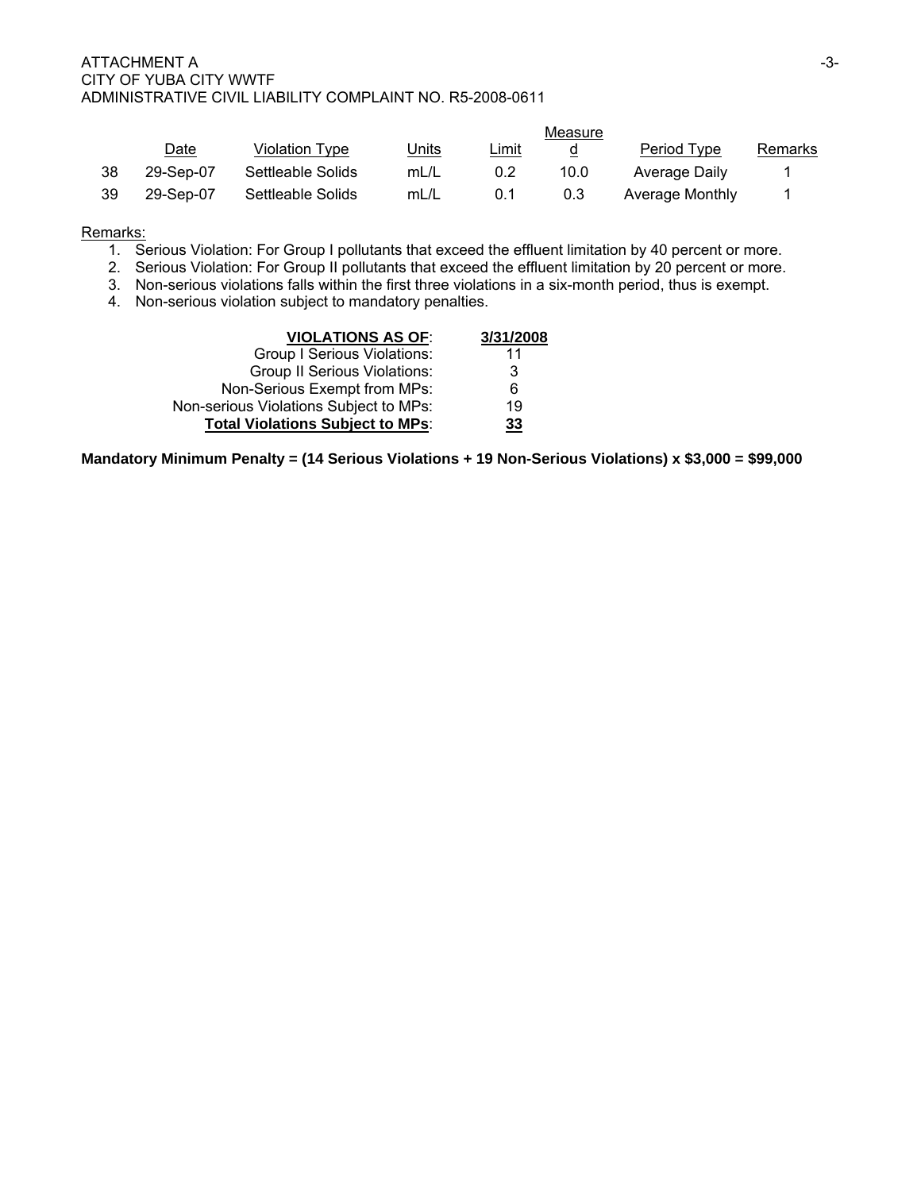|  | Date | Violation Type | Units | Limit | Measured | Period Type | Remarks |
|---|---|---|---|---|---|---|---|
| 38 | 29-Sep-07 | Settleable Solids | mL/L | 0.2 | 10.0 | Average Daily | 1 |
| 39 | 29-Sep-07 | Settleable Solids | mL/L | 0.1 | 0.3 | Average Monthly | 1 |

Remarks:

1. Serious Violation: For Group I pollutants that exceed the effluent limitation by 40 percent or more.
2. Serious Violation: For Group II pollutants that exceed the effluent limitation by 20 percent or more.
3. Non-serious violations falls within the first three violations in a six-month period, thus is exempt.
4. Non-serious violation subject to mandatory penalties.

| **VIOLATIONS AS OF:** | **3/31/2008** |
|---|---|
| Group I Serious Violations: | 11 |
| Group II Serious Violations: | 3 |
| Non-Serious Exempt from MPs: | 6 |
| Non-serious Violations Subject to MPs: | 19 |
| **Total Violations Subject to MPs:** | **33** |

**Mandatory Minimum Penalty = (14 Serious Violations + 19 Non-Serious Violations) x $3,000 = $99,000**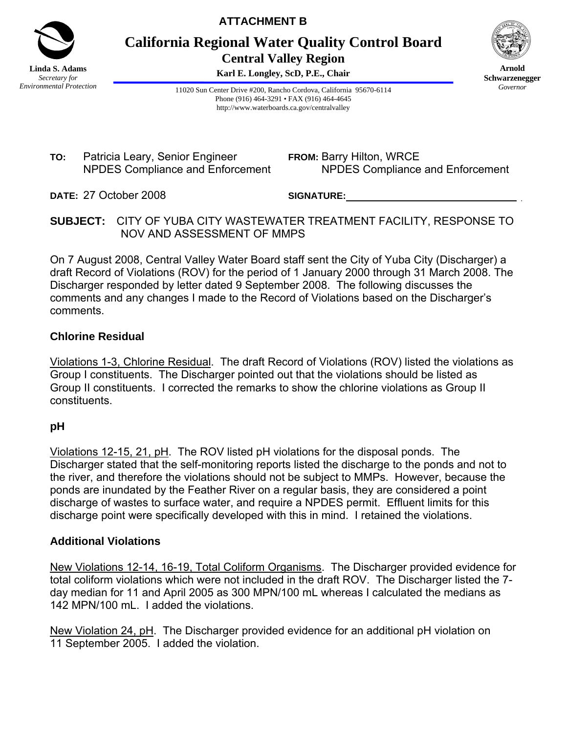**ATTACHMENT B**

# California Regional Water Quality Control Board

## Central Valley Region

**Karl E. Longley, ScD, P.E., Chair**

**Linda S. Adams**
*Secretary for Environmental Protection*

11020 Sun Center Drive #200, Rancho Cordova, California 95670-6114
Phone (916) 464-3291 • FAX (916) 464-4645
http://www.waterboards.ca.gov/centralvalley

**Arnold Schwarzenegger**
*Governor*

**TO:** Patricia Leary, Senior Engineer
NPDES Compliance and Enforcement

**FROM:** Barry Hilton, WRCE
NPDES Compliance and Enforcement

**DATE:** 27 October 2008

**SIGNATURE:** ______________________________

**SUBJECT:** CITY OF YUBA CITY WASTEWATER TREATMENT FACILITY, RESPONSE TO NOV AND ASSESSMENT OF MMPS

On 7 August 2008, Central Valley Water Board staff sent the City of Yuba City (Discharger) a draft Record of Violations (ROV) for the period of 1 January 2000 through 31 March 2008. The Discharger responded by letter dated 9 September 2008. The following discusses the comments and any changes I made to the Record of Violations based on the Discharger's comments.

**Chlorine Residual**

<u>Violations 1-3, Chlorine Residual</u>. The draft Record of Violations (ROV) listed the violations as Group I constituents. The Discharger pointed out that the violations should be listed as Group II constituents. I corrected the remarks to show the chlorine violations as Group II constituents.

**pH**

<u>Violations 12-15, 21, pH</u>. The ROV listed pH violations for the disposal ponds. The Discharger stated that the self-monitoring reports listed the discharge to the ponds and not to the river, and therefore the violations should not be subject to MMPs. However, because the ponds are inundated by the Feather River on a regular basis, they are considered a point discharge of wastes to surface water, and require a NPDES permit. Effluent limits for this discharge point were specifically developed with this in mind. I retained the violations.

**Additional Violations**

<u>New Violations 12-14, 16-19, Total Coliform Organisms</u>. The Discharger provided evidence for total coliform violations which were not included in the draft ROV. The Discharger listed the 7-day median for 11 and April 2005 as 300 MPN/100 mL whereas I calculated the medians as 142 MPN/100 mL. I added the violations.

<u>New Violation 24, pH</u>. The Discharger provided evidence for an additional pH violation on 11 September 2005. I added the violation.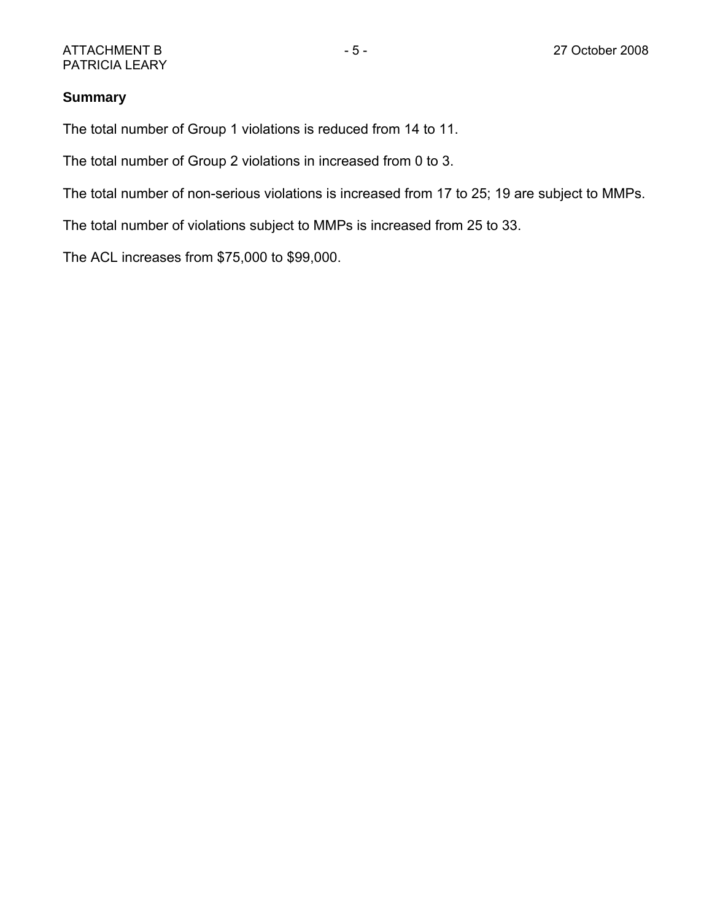## Summary

The total number of Group 1 violations is reduced from 14 to 11.

The total number of Group 2 violations in increased from 0 to 3.

The total number of non-serious violations is increased from 17 to 25; 19 are subject to MMPs.

The total number of violations subject to MMPs is increased from 25 to 33.

The ACL increases from $75,000 to $99,000.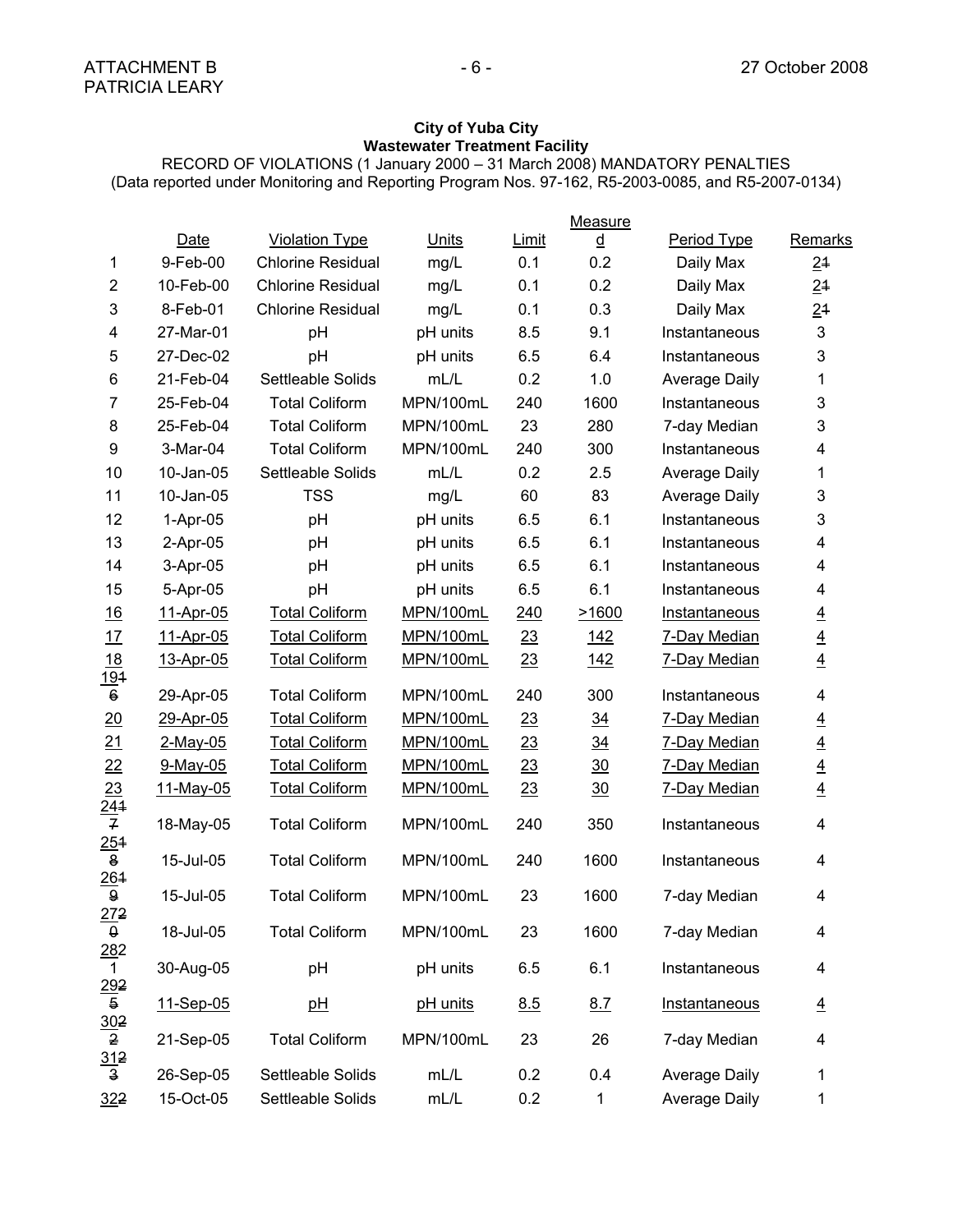**City of Yuba City**
**Wastewater Treatment Facility**

RECORD OF VIOLATIONS (1 January 2000 – 31 March 2008) MANDATORY PENALTIES
(Data reported under Monitoring and Reporting Program Nos. 97-162, R5-2003-0085, and R5-2007-0134)

| | Date | Violation Type | Units | Limit | Measured | Period Type | Remarks |
|---|---|---|---|---|---|---|---|
| 1 | 9-Feb-00 | Chlorine Residual | mg/L | 0.1 | 0.2 | Daily Max | 2~~1~~ |
| 2 | 10-Feb-00 | Chlorine Residual | mg/L | 0.1 | 0.2 | Daily Max | 2~~1~~ |
| 3 | 8-Feb-01 | Chlorine Residual | mg/L | 0.1 | 0.3 | Daily Max | 2~~1~~ |
| 4 | 27-Mar-01 | pH | pH units | 8.5 | 9.1 | Instantaneous | 3 |
| 5 | 27-Dec-02 | pH | pH units | 6.5 | 6.4 | Instantaneous | 3 |
| 6 | 21-Feb-04 | Settleable Solids | mL/L | 0.2 | 1.0 | Average Daily | 1 |
| 7 | 25-Feb-04 | Total Coliform | MPN/100mL | 240 | 1600 | Instantaneous | 3 |
| 8 | 25-Feb-04 | Total Coliform | MPN/100mL | 23 | 280 | 7-day Median | 3 |
| 9 | 3-Mar-04 | Total Coliform | MPN/100mL | 240 | 300 | Instantaneous | 4 |
| 10 | 10-Jan-05 | Settleable Solids | mL/L | 0.2 | 2.5 | Average Daily | 1 |
| 11 | 10-Jan-05 | TSS | mg/L | 60 | 83 | Average Daily | 3 |
| 12 | 1-Apr-05 | pH | pH units | 6.5 | 6.1 | Instantaneous | 3 |
| 13 | 2-Apr-05 | pH | pH units | 6.5 | 6.1 | Instantaneous | 4 |
| 14 | 3-Apr-05 | pH | pH units | 6.5 | 6.1 | Instantaneous | 4 |
| 15 | 5-Apr-05 | pH | pH units | 6.5 | 6.1 | Instantaneous | 4 |
| 16 | 11-Apr-05 | Total Coliform | MPN/100mL | 240 | >1600 | Instantaneous | 4 |
| 17 | 11-Apr-05 | Total Coliform | MPN/100mL | 23 | 142 | 7-Day Median | 4 |
| 18 | 13-Apr-05 | Total Coliform | MPN/100mL | 23 | 142 | 7-Day Median | 4 |
| 19 ~~16~~ | 29-Apr-05 | Total Coliform | MPN/100mL | 240 | 300 | Instantaneous | 4 |
| 20 | 29-Apr-05 | Total Coliform | MPN/100mL | 23 | 34 | 7-Day Median | 4 |
| 21 | 2-May-05 | Total Coliform | MPN/100mL | 23 | 34 | 7-Day Median | 4 |
| 22 | 9-May-05 | Total Coliform | MPN/100mL | 23 | 30 | 7-Day Median | 4 |
| 23 | 11-May-05 | Total Coliform | MPN/100mL | 23 | 30 | 7-Day Median | 4 |
| 24 ~~17~~ | 18-May-05 | Total Coliform | MPN/100mL | 240 | 350 | Instantaneous | 4 |
| 25 ~~18~~ | 15-Jul-05 | Total Coliform | MPN/100mL | 240 | 1600 | Instantaneous | 4 |
| 26 ~~19~~ | 15-Jul-05 | Total Coliform | MPN/100mL | 23 | 1600 | 7-day Median | 4 |
| 27 ~~20~~ | 18-Jul-05 | Total Coliform | MPN/100mL | 23 | 1600 | 7-day Median | 4 |
| 28 ~~21~~ | 30-Aug-05 | pH | pH units | 6.5 | 6.1 | Instantaneous | 4 |
| 29 ~~25~~ | 11-Sep-05 | pH | pH units | 8.5 | 8.7 | Instantaneous | 4 |
| 30 ~~22~~ | 21-Sep-05 | Total Coliform | MPN/100mL | 23 | 26 | 7-day Median | 4 |
| 31 ~~23~~ | 26-Sep-05 | Settleable Solids | mL/L | 0.2 | 0.4 | Average Daily | 1 |
| 32 ~~2~~ | 15-Oct-05 | Settleable Solids | mL/L | 0.2 | 1 | Average Daily | 1 |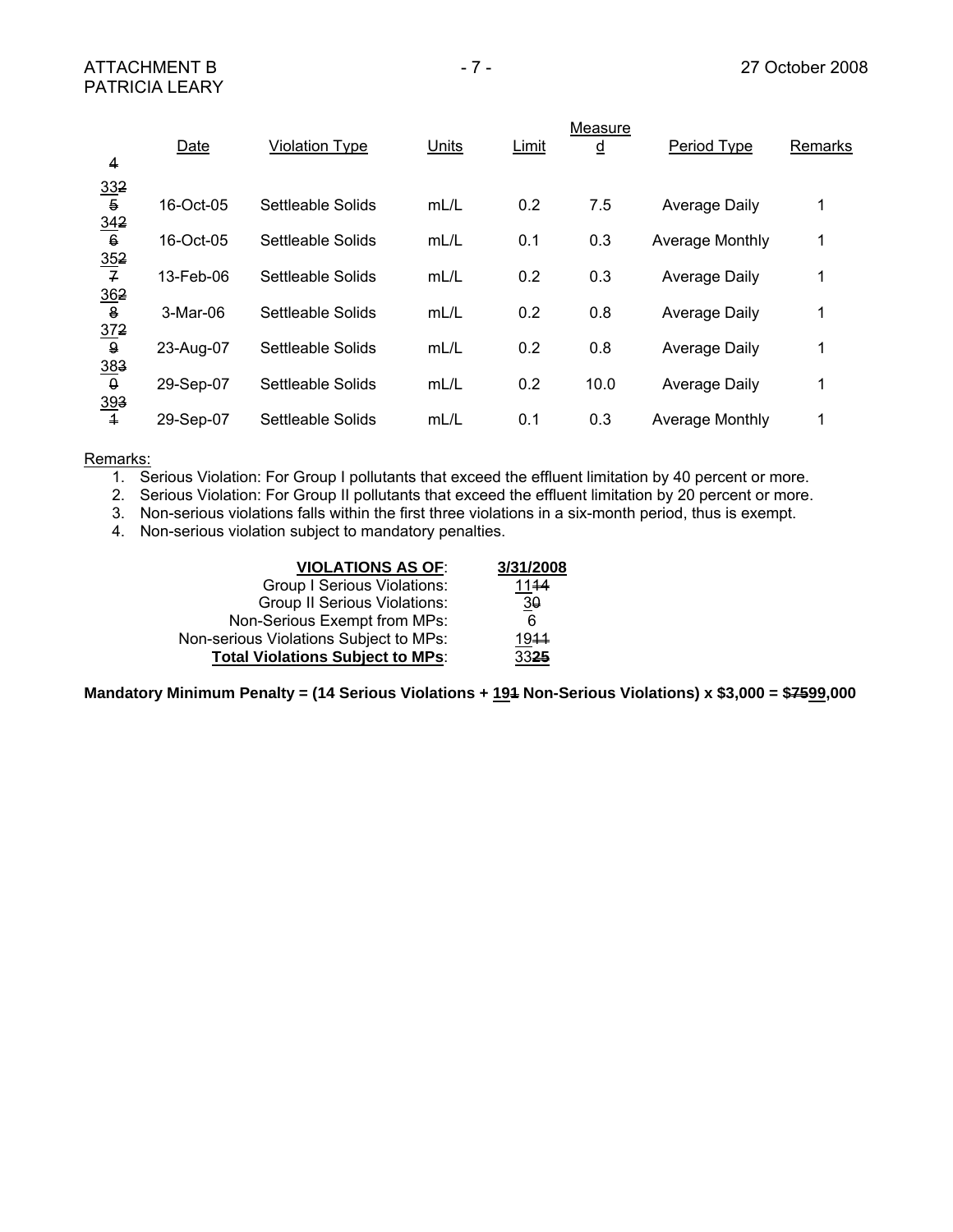| | Date | Violation Type | Units | Limit | Measured | Period Type | Remarks |
|---|---|---|---|---|---|---|---|
| 4 | | | | | | | |
| 33~~25~~ | 16-Oct-05 | Settleable Solids | mL/L | 0.2 | 7.5 | Average Daily | 1 |
| 34~~26~~ | 16-Oct-05 | Settleable Solids | mL/L | 0.1 | 0.3 | Average Monthly | 1 |
| 35~~27~~ | 13-Feb-06 | Settleable Solids | mL/L | 0.2 | 0.3 | Average Daily | 1 |
| 36~~28~~ | 3-Mar-06 | Settleable Solids | mL/L | 0.2 | 0.8 | Average Daily | 1 |
| 37~~29~~ | 23-Aug-07 | Settleable Solids | mL/L | 0.2 | 0.8 | Average Daily | 1 |
| 38~~30~~ | 29-Sep-07 | Settleable Solids | mL/L | 0.2 | 10.0 | Average Daily | 1 |
| 39~~31~~ | 29-Sep-07 | Settleable Solids | mL/L | 0.1 | 0.3 | Average Monthly | 1 |

Remarks:
1. Serious Violation: For Group I pollutants that exceed the effluent limitation by 40 percent or more.
2. Serious Violation: For Group II pollutants that exceed the effluent limitation by 20 percent or more.
3. Non-serious violations falls within the first three violations in a six-month period, thus is exempt.
4. Non-serious violation subject to mandatory penalties.

| **VIOLATIONS AS OF**: | **3/31/2008** |
|---|---|
| Group I Serious Violations: | 11~~14~~ |
| Group II Serious Violations: | 3~~0~~ |
| Non-Serious Exempt from MPs: | 6 |
| Non-serious Violations Subject to MPs: | 19~~11~~ |
| **Total Violations Subject to MPs**: | 33~~25~~ |

**Mandatory Minimum Penalty = (14 Serious Violations + 19~~1~~ Non-Serious Violations) x $3,000 = $~~75~~99,000**